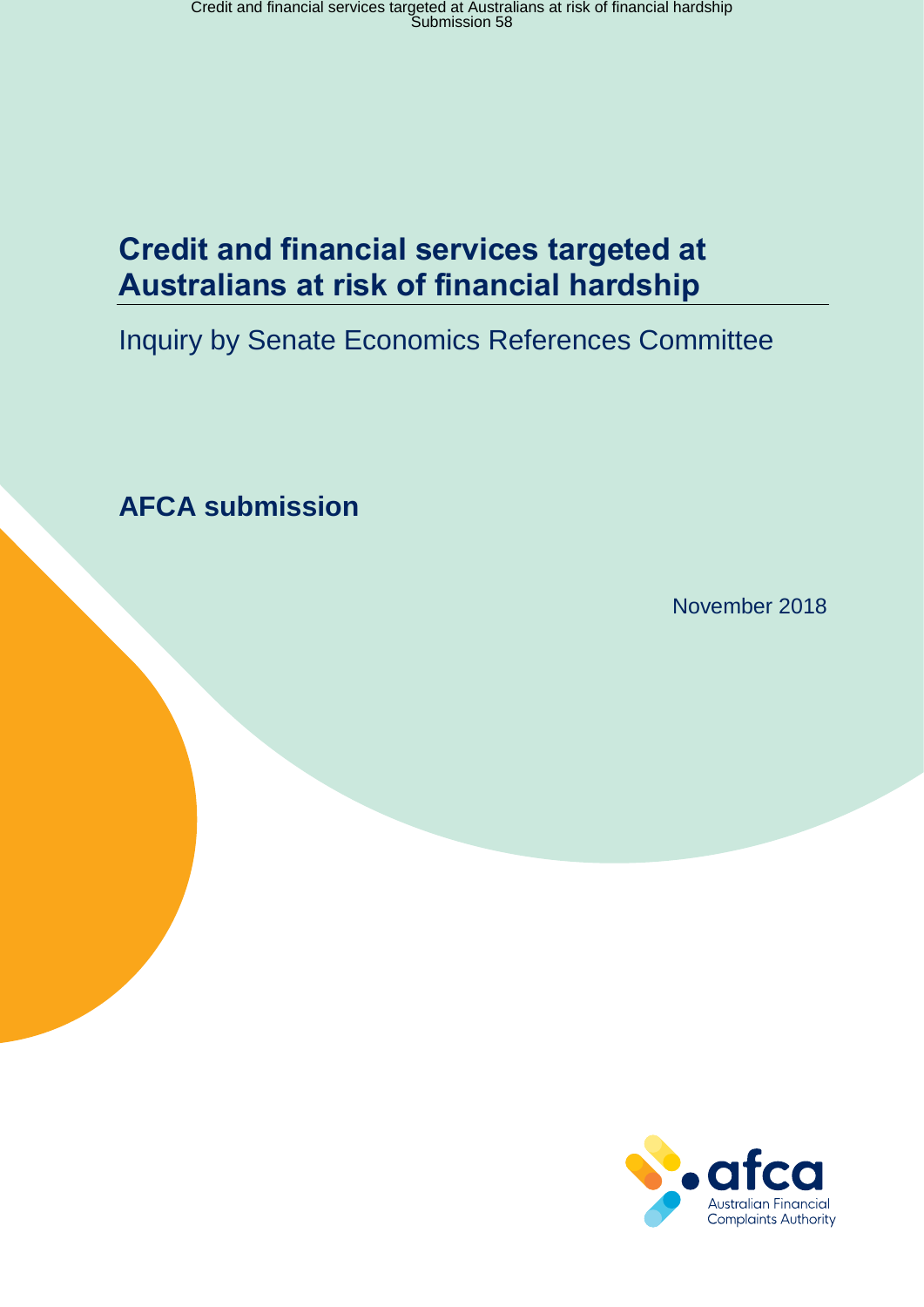# Credit and financial services targeted at Australians at risk of financial hardship

Inquiry by Senate Economics References Committee

## AFCA submission

November 2018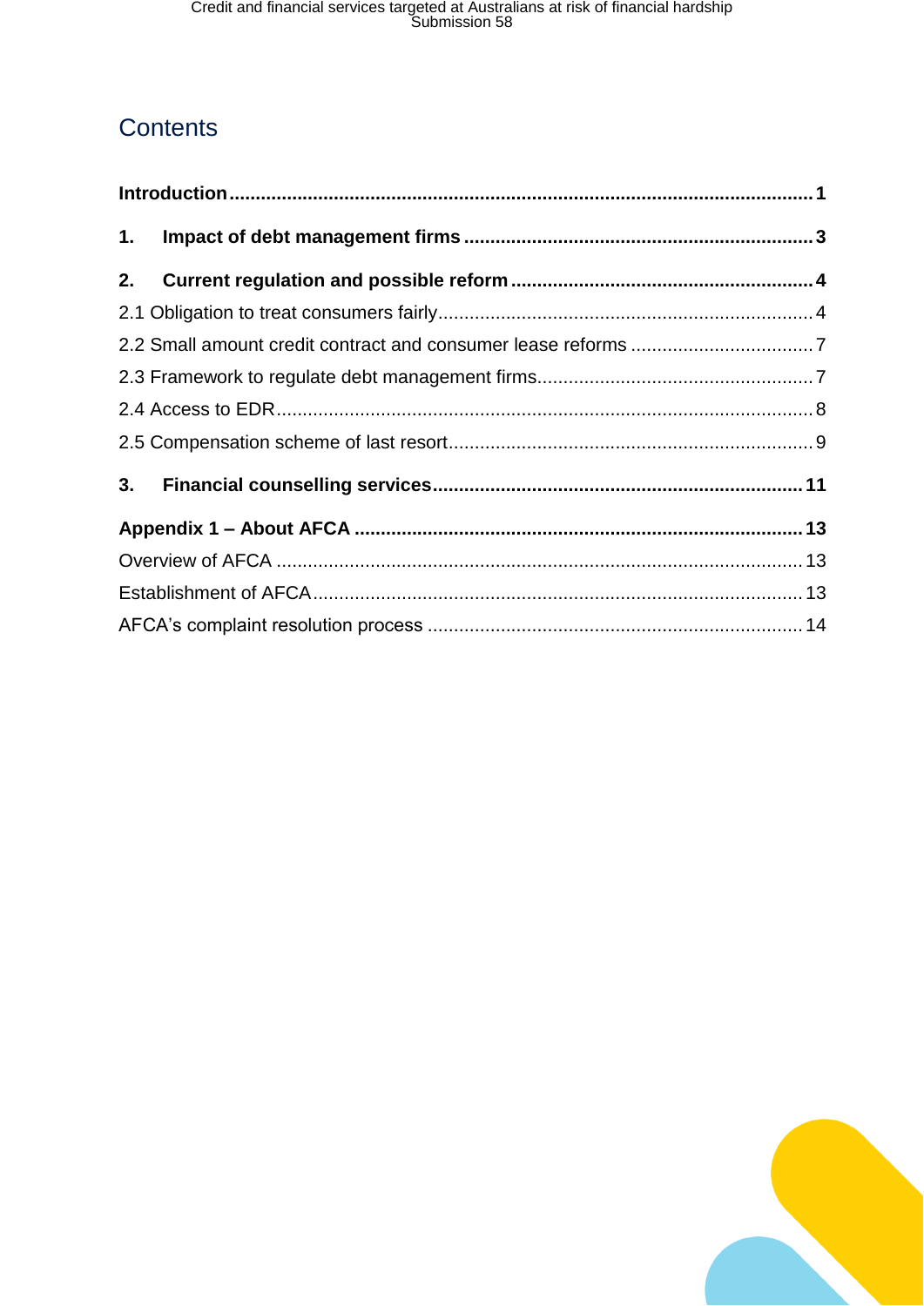## Contents

**Introduction** ..... **1**

**1. Impact of debt management firms** ..... **3**

**2. Current regulation and possible reform** ..... **4**

2.1 Obligation to treat consumers fairly ..... 4

2.2 Small amount credit contract and consumer lease reforms ..... 7

2.3 Framework to regulate debt management firms ..... 7

2.4 Access to EDR ..... 8

2.5 Compensation scheme of last resort ..... 9

**3. Financial counselling services** ..... **11**

**Appendix 1 – About AFCA** ..... **13**

Overview of AFCA ..... 13

Establishment of AFCA ..... 13

AFCA's complaint resolution process ..... 14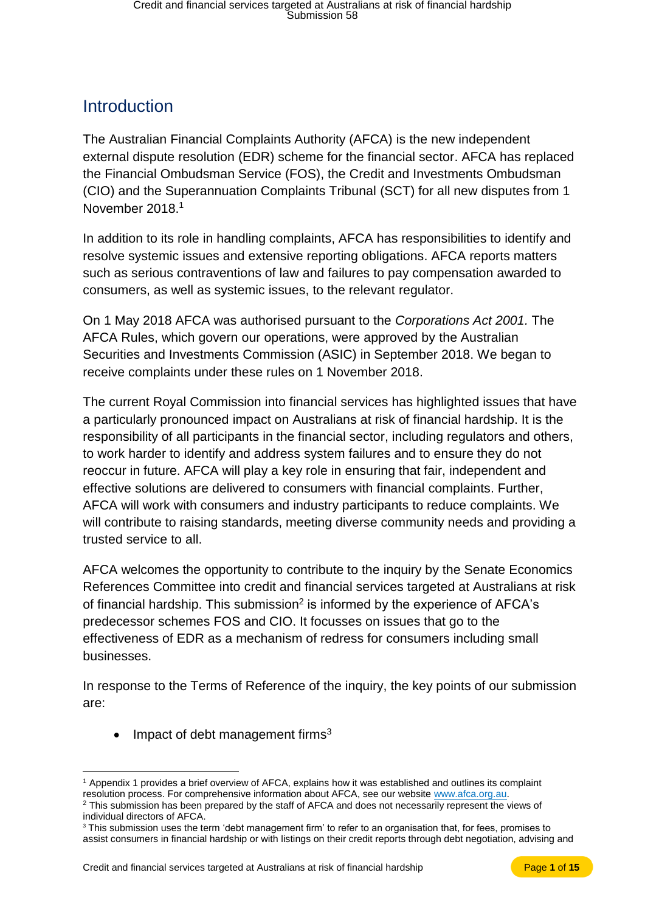## Introduction

The Australian Financial Complaints Authority (AFCA) is the new independent external dispute resolution (EDR) scheme for the financial sector. AFCA has replaced the Financial Ombudsman Service (FOS), the Credit and Investments Ombudsman (CIO) and the Superannuation Complaints Tribunal (SCT) for all new disputes from 1 November 2018.[1]

In addition to its role in handling complaints, AFCA has responsibilities to identify and resolve systemic issues and extensive reporting obligations. AFCA reports matters such as serious contraventions of law and failures to pay compensation awarded to consumers, as well as systemic issues, to the relevant regulator.

On 1 May 2018 AFCA was authorised pursuant to the *Corporations Act 2001*. The AFCA Rules, which govern our operations, were approved by the Australian Securities and Investments Commission (ASIC) in September 2018. We began to receive complaints under these rules on 1 November 2018.

The current Royal Commission into financial services has highlighted issues that have a particularly pronounced impact on Australians at risk of financial hardship. It is the responsibility of all participants in the financial sector, including regulators and others, to work harder to identify and address system failures and to ensure they do not reoccur in future. AFCA will play a key role in ensuring that fair, independent and effective solutions are delivered to consumers with financial complaints. Further, AFCA will work with consumers and industry participants to reduce complaints. We will contribute to raising standards, meeting diverse community needs and providing a trusted service to all.

AFCA welcomes the opportunity to contribute to the inquiry by the Senate Economics References Committee into credit and financial services targeted at Australians at risk of financial hardship. This submission[2] is informed by the experience of AFCA's predecessor schemes FOS and CIO. It focusses on issues that go to the effectiveness of EDR as a mechanism of redress for consumers including small businesses.

In response to the Terms of Reference of the inquiry, the key points of our submission are:

- Impact of debt management firms[3]

---

[1] Appendix 1 provides a brief overview of AFCA, explains how it was established and outlines its complaint resolution process. For comprehensive information about AFCA, see our website www.afca.org.au.

[2] This submission has been prepared by the staff of AFCA and does not necessarily represent the views of individual directors of AFCA.

[3] This submission uses the term 'debt management firm' to refer to an organisation that, for fees, promises to assist consumers in financial hardship or with listings on their credit reports through debt negotiation, advising and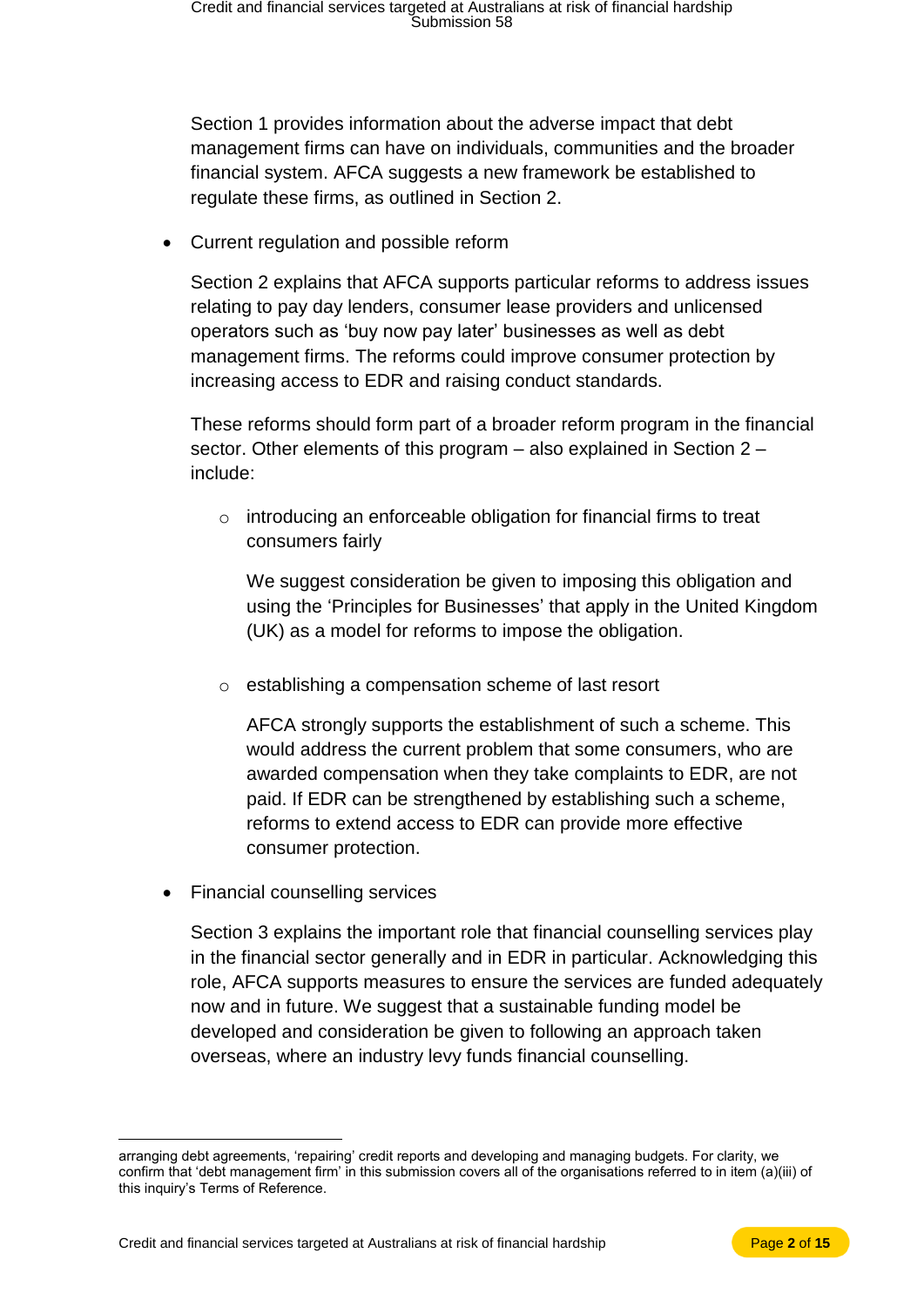Section 1 provides information about the adverse impact that debt management firms can have on individuals, communities and the broader financial system. AFCA suggests a new framework be established to regulate these firms, as outlined in Section 2.

- Current regulation and possible reform

  Section 2 explains that AFCA supports particular reforms to address issues relating to pay day lenders, consumer lease providers and unlicensed operators such as 'buy now pay later' businesses as well as debt management firms. The reforms could improve consumer protection by increasing access to EDR and raising conduct standards.

  These reforms should form part of a broader reform program in the financial sector. Other elements of this program – also explained in Section 2 – include:

  - introducing an enforceable obligation for financial firms to treat consumers fairly

    We suggest consideration be given to imposing this obligation and using the 'Principles for Businesses' that apply in the United Kingdom (UK) as a model for reforms to impose the obligation.

  - establishing a compensation scheme of last resort

    AFCA strongly supports the establishment of such a scheme. This would address the current problem that some consumers, who are awarded compensation when they take complaints to EDR, are not paid. If EDR can be strengthened by establishing such a scheme, reforms to extend access to EDR can provide more effective consumer protection.

- Financial counselling services

  Section 3 explains the important role that financial counselling services play in the financial sector generally and in EDR in particular. Acknowledging this role, AFCA supports measures to ensure the services are funded adequately now and in future. We suggest that a sustainable funding model be developed and consideration be given to following an approach taken overseas, where an industry levy funds financial counselling.

---

arranging debt agreements, 'repairing' credit reports and developing and managing budgets. For clarity, we confirm that 'debt management firm' in this submission covers all of the organisations referred to in item (a)(iii) of this inquiry's Terms of Reference.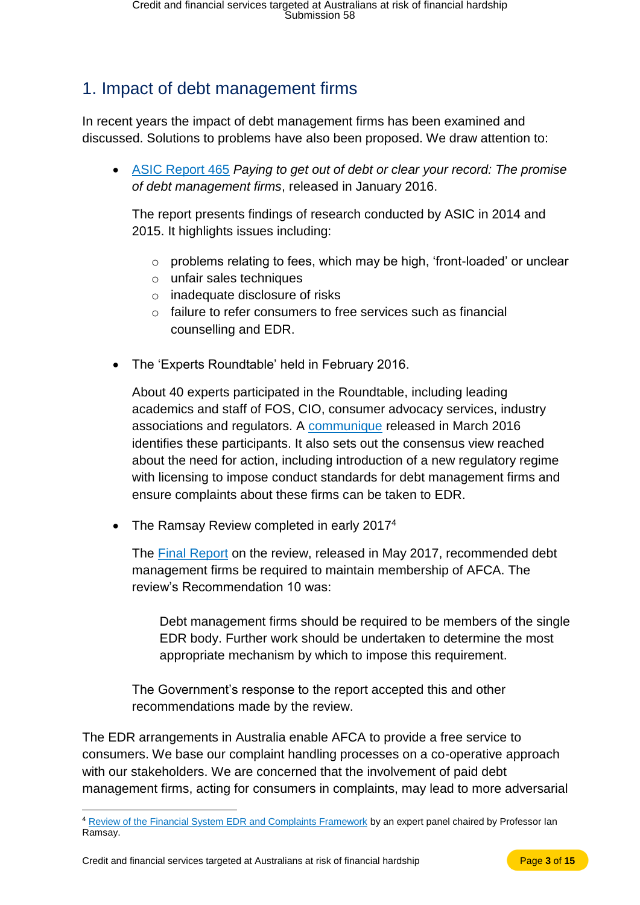## 1. Impact of debt management firms

In recent years the impact of debt management firms has been examined and discussed. Solutions to problems have also been proposed. We draw attention to:

- ASIC Report 465 *Paying to get out of debt or clear your record: The promise of debt management firms*, released in January 2016.

  The report presents findings of research conducted by ASIC in 2014 and 2015. It highlights issues including:

  - problems relating to fees, which may be high, 'front-loaded' or unclear
  - unfair sales techniques
  - inadequate disclosure of risks
  - failure to refer consumers to free services such as financial counselling and EDR.

- The 'Experts Roundtable' held in February 2016.

  About 40 experts participated in the Roundtable, including leading academics and staff of FOS, CIO, consumer advocacy services, industry associations and regulators. A communique released in March 2016 identifies these participants. It also sets out the consensus view reached about the need for action, including introduction of a new regulatory regime with licensing to impose conduct standards for debt management firms and ensure complaints about these firms can be taken to EDR.

- The Ramsay Review completed in early 2017[4]

  The Final Report on the review, released in May 2017, recommended debt management firms be required to maintain membership of AFCA. The review's Recommendation 10 was:

  > Debt management firms should be required to be members of the single EDR body. Further work should be undertaken to determine the most appropriate mechanism by which to impose this requirement.

  The Government's response to the report accepted this and other recommendations made by the review.

The EDR arrangements in Australia enable AFCA to provide a free service to consumers. We base our complaint handling processes on a co-operative approach with our stakeholders. We are concerned that the involvement of paid debt management firms, acting for consumers in complaints, may lead to more adversarial

---

[4] Review of the Financial System EDR and Complaints Framework by an expert panel chaired by Professor Ian Ramsay.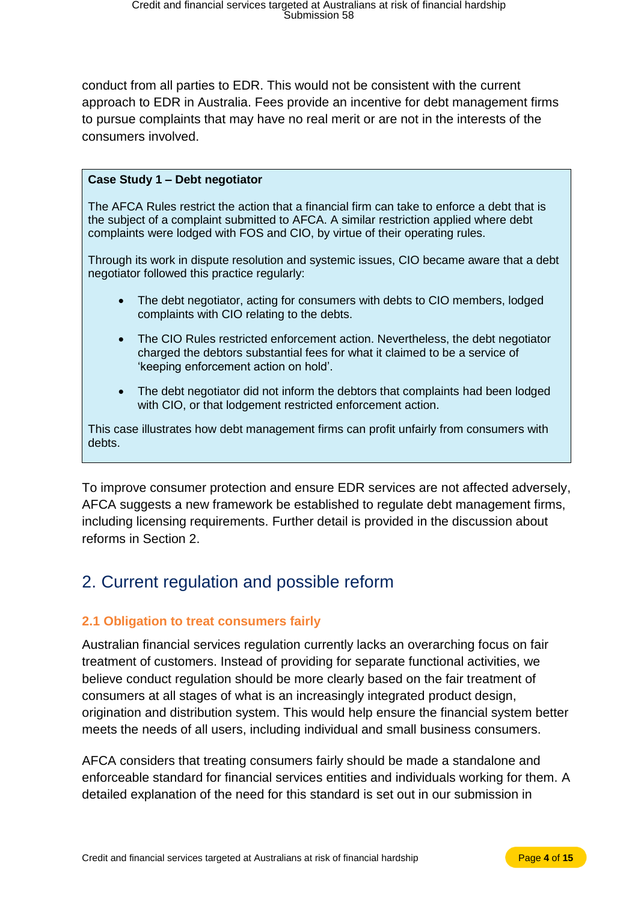conduct from all parties to EDR. This would not be consistent with the current approach to EDR in Australia. Fees provide an incentive for debt management firms to pursue complaints that may have no real merit or are not in the interests of the consumers involved.

**Case Study 1 – Debt negotiator**

The AFCA Rules restrict the action that a financial firm can take to enforce a debt that is the subject of a complaint submitted to AFCA. A similar restriction applied where debt complaints were lodged with FOS and CIO, by virtue of their operating rules.

Through its work in dispute resolution and systemic issues, CIO became aware that a debt negotiator followed this practice regularly:

- The debt negotiator, acting for consumers with debts to CIO members, lodged complaints with CIO relating to the debts.
- The CIO Rules restricted enforcement action. Nevertheless, the debt negotiator charged the debtors substantial fees for what it claimed to be a service of 'keeping enforcement action on hold'.
- The debt negotiator did not inform the debtors that complaints had been lodged with CIO, or that lodgement restricted enforcement action.

This case illustrates how debt management firms can profit unfairly from consumers with debts.

To improve consumer protection and ensure EDR services are not affected adversely, AFCA suggests a new framework be established to regulate debt management firms, including licensing requirements. Further detail is provided in the discussion about reforms in Section 2.

## 2. Current regulation and possible reform

### 2.1 Obligation to treat consumers fairly

Australian financial services regulation currently lacks an overarching focus on fair treatment of customers. Instead of providing for separate functional activities, we believe conduct regulation should be more clearly based on the fair treatment of consumers at all stages of what is an increasingly integrated product design, origination and distribution system. This would help ensure the financial system better meets the needs of all users, including individual and small business consumers.

AFCA considers that treating consumers fairly should be made a standalone and enforceable standard for financial services entities and individuals working for them. A detailed explanation of the need for this standard is set out in our submission in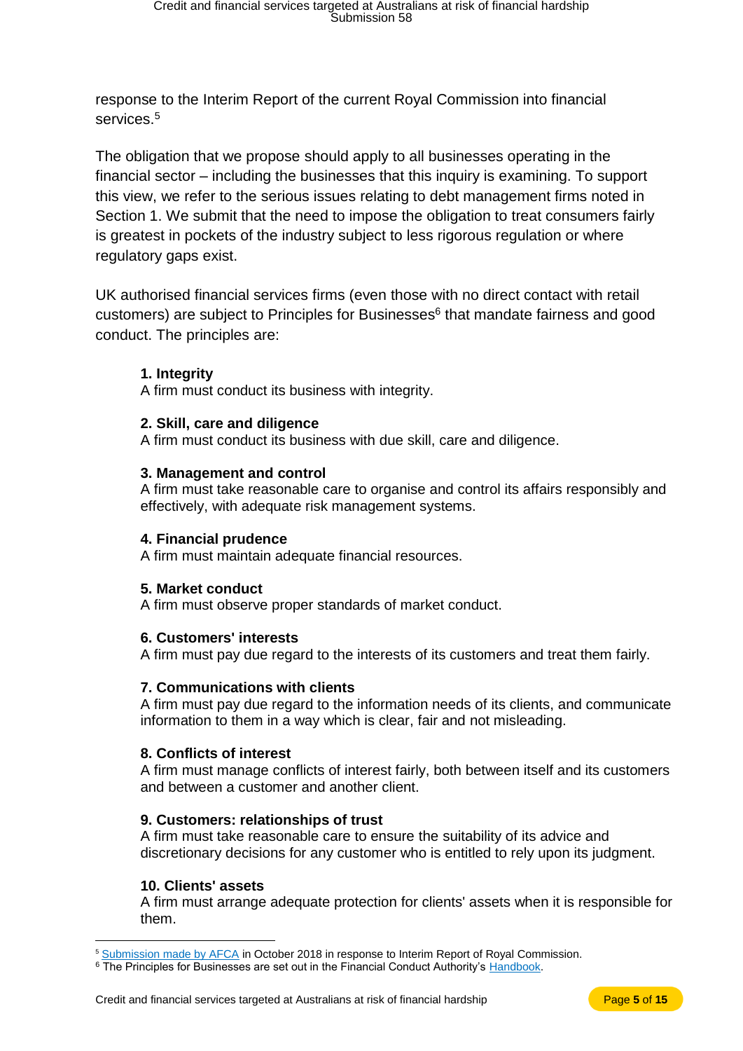response to the Interim Report of the current Royal Commission into financial services.[5]

The obligation that we propose should apply to all businesses operating in the financial sector – including the businesses that this inquiry is examining. To support this view, we refer to the serious issues relating to debt management firms noted in Section 1. We submit that the need to impose the obligation to treat consumers fairly is greatest in pockets of the industry subject to less rigorous regulation or where regulatory gaps exist.

UK authorised financial services firms (even those with no direct contact with retail customers) are subject to Principles for Businesses[6] that mandate fairness and good conduct. The principles are:

**1. Integrity**
A firm must conduct its business with integrity.

**2. Skill, care and diligence**
A firm must conduct its business with due skill, care and diligence.

**3. Management and control**
A firm must take reasonable care to organise and control its affairs responsibly and effectively, with adequate risk management systems.

**4. Financial prudence**
A firm must maintain adequate financial resources.

**5. Market conduct**
A firm must observe proper standards of market conduct.

**6. Customers' interests**
A firm must pay due regard to the interests of its customers and treat them fairly.

**7. Communications with clients**
A firm must pay due regard to the information needs of its clients, and communicate information to them in a way which is clear, fair and not misleading.

**8. Conflicts of interest**
A firm must manage conflicts of interest fairly, both between itself and its customers and between a customer and another client.

**9. Customers: relationships of trust**
A firm must take reasonable care to ensure the suitability of its advice and discretionary decisions for any customer who is entitled to rely upon its judgment.

**10. Clients' assets**
A firm must arrange adequate protection for clients' assets when it is responsible for them.

---

[5] Submission made by AFCA in October 2018 in response to Interim Report of Royal Commission.
[6] The Principles for Businesses are set out in the Financial Conduct Authority's Handbook.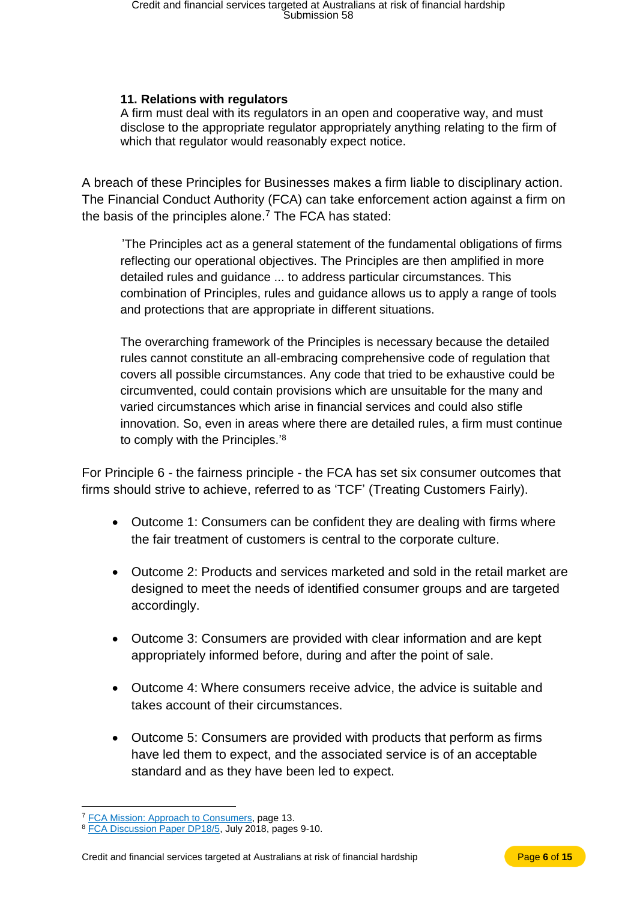**11. Relations with regulators**
A firm must deal with its regulators in an open and cooperative way, and must disclose to the appropriate regulator appropriately anything relating to the firm of which that regulator would reasonably expect notice.

A breach of these Principles for Businesses makes a firm liable to disciplinary action. The Financial Conduct Authority (FCA) can take enforcement action against a firm on the basis of the principles alone.[7] The FCA has stated:

> 'The Principles act as a general statement of the fundamental obligations of firms reflecting our operational objectives. The Principles are then amplified in more detailed rules and guidance ... to address particular circumstances. This combination of Principles, rules and guidance allows us to apply a range of tools and protections that are appropriate in different situations.
>
> The overarching framework of the Principles is necessary because the detailed rules cannot constitute an all-embracing comprehensive code of regulation that covers all possible circumstances. Any code that tried to be exhaustive could be circumvented, could contain provisions which are unsuitable for the many and varied circumstances which arise in financial services and could also stifle innovation. So, even in areas where there are detailed rules, a firm must continue to comply with the Principles.'[8]

For Principle 6 - the fairness principle - the FCA has set six consumer outcomes that firms should strive to achieve, referred to as 'TCF' (Treating Customers Fairly).

- Outcome 1: Consumers can be confident they are dealing with firms where the fair treatment of customers is central to the corporate culture.
- Outcome 2: Products and services marketed and sold in the retail market are designed to meet the needs of identified consumer groups and are targeted accordingly.
- Outcome 3: Consumers are provided with clear information and are kept appropriately informed before, during and after the point of sale.
- Outcome 4: Where consumers receive advice, the advice is suitable and takes account of their circumstances.
- Outcome 5: Consumers are provided with products that perform as firms have led them to expect, and the associated service is of an acceptable standard and as they have been led to expect.

[7] FCA Mission: Approach to Consumers, page 13.
[8] FCA Discussion Paper DP18/5, July 2018, pages 9-10.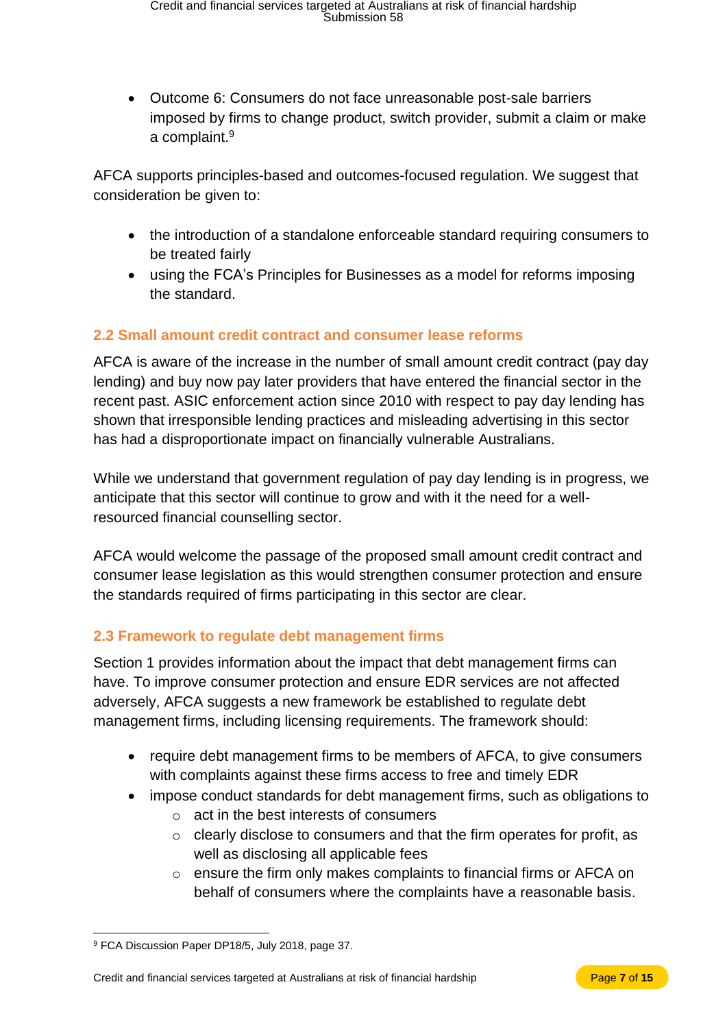- Outcome 6: Consumers do not face unreasonable post-sale barriers imposed by firms to change product, switch provider, submit a claim or make a complaint.[9]

AFCA supports principles-based and outcomes-focused regulation. We suggest that consideration be given to:

- the introduction of a standalone enforceable standard requiring consumers to be treated fairly
- using the FCA's Principles for Businesses as a model for reforms imposing the standard.

### 2.2 Small amount credit contract and consumer lease reforms

AFCA is aware of the increase in the number of small amount credit contract (pay day lending) and buy now pay later providers that have entered the financial sector in the recent past. ASIC enforcement action since 2010 with respect to pay day lending has shown that irresponsible lending practices and misleading advertising in this sector has had a disproportionate impact on financially vulnerable Australians.

While we understand that government regulation of pay day lending is in progress, we anticipate that this sector will continue to grow and with it the need for a well-resourced financial counselling sector.

AFCA would welcome the passage of the proposed small amount credit contract and consumer lease legislation as this would strengthen consumer protection and ensure the standards required of firms participating in this sector are clear.

### 2.3 Framework to regulate debt management firms

Section 1 provides information about the impact that debt management firms can have. To improve consumer protection and ensure EDR services are not affected adversely, AFCA suggests a new framework be established to regulate debt management firms, including licensing requirements. The framework should:

- require debt management firms to be members of AFCA, to give consumers with complaints against these firms access to free and timely EDR
- impose conduct standards for debt management firms, such as obligations to
  - act in the best interests of consumers
  - clearly disclose to consumers and that the firm operates for profit, as well as disclosing all applicable fees
  - ensure the firm only makes complaints to financial firms or AFCA on behalf of consumers where the complaints have a reasonable basis.

[9] FCA Discussion Paper DP18/5, July 2018, page 37.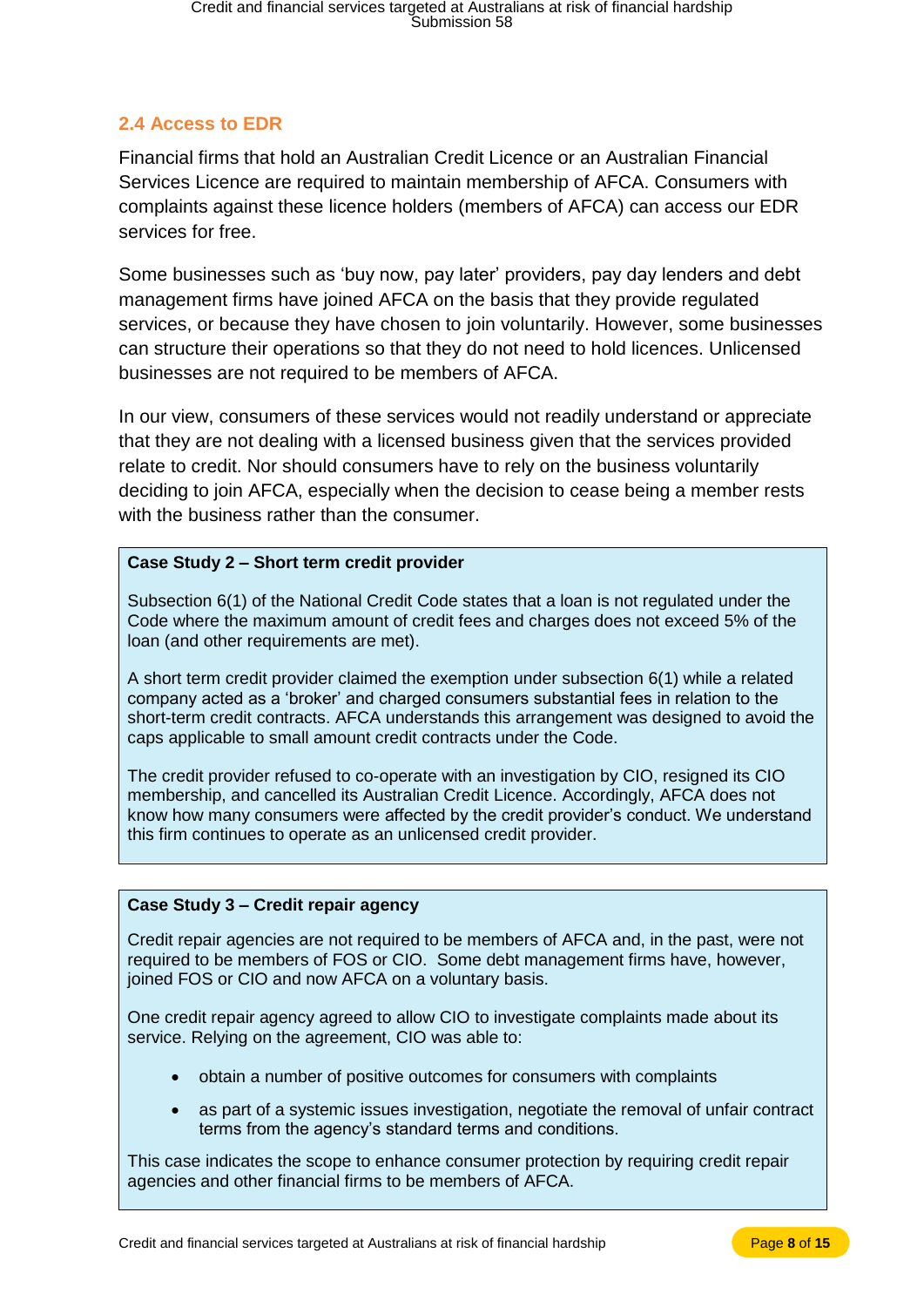### 2.4 Access to EDR

Financial firms that hold an Australian Credit Licence or an Australian Financial Services Licence are required to maintain membership of AFCA. Consumers with complaints against these licence holders (members of AFCA) can access our EDR services for free.

Some businesses such as 'buy now, pay later' providers, pay day lenders and debt management firms have joined AFCA on the basis that they provide regulated services, or because they have chosen to join voluntarily. However, some businesses can structure their operations so that they do not need to hold licences. Unlicensed businesses are not required to be members of AFCA.

In our view, consumers of these services would not readily understand or appreciate that they are not dealing with a licensed business given that the services provided relate to credit. Nor should consumers have to rely on the business voluntarily deciding to join AFCA, especially when the decision to cease being a member rests with the business rather than the consumer.

**Case Study 2 – Short term credit provider**

Subsection 6(1) of the National Credit Code states that a loan is not regulated under the Code where the maximum amount of credit fees and charges does not exceed 5% of the loan (and other requirements are met).

A short term credit provider claimed the exemption under subsection 6(1) while a related company acted as a 'broker' and charged consumers substantial fees in relation to the short-term credit contracts. AFCA understands this arrangement was designed to avoid the caps applicable to small amount credit contracts under the Code.

The credit provider refused to co-operate with an investigation by CIO, resigned its CIO membership, and cancelled its Australian Credit Licence. Accordingly, AFCA does not know how many consumers were affected by the credit provider's conduct. We understand this firm continues to operate as an unlicensed credit provider.

**Case Study 3 – Credit repair agency**

Credit repair agencies are not required to be members of AFCA and, in the past, were not required to be members of FOS or CIO. Some debt management firms have, however, joined FOS or CIO and now AFCA on a voluntary basis.

One credit repair agency agreed to allow CIO to investigate complaints made about its service. Relying on the agreement, CIO was able to:

- obtain a number of positive outcomes for consumers with complaints
- as part of a systemic issues investigation, negotiate the removal of unfair contract terms from the agency's standard terms and conditions.

This case indicates the scope to enhance consumer protection by requiring credit repair agencies and other financial firms to be members of AFCA.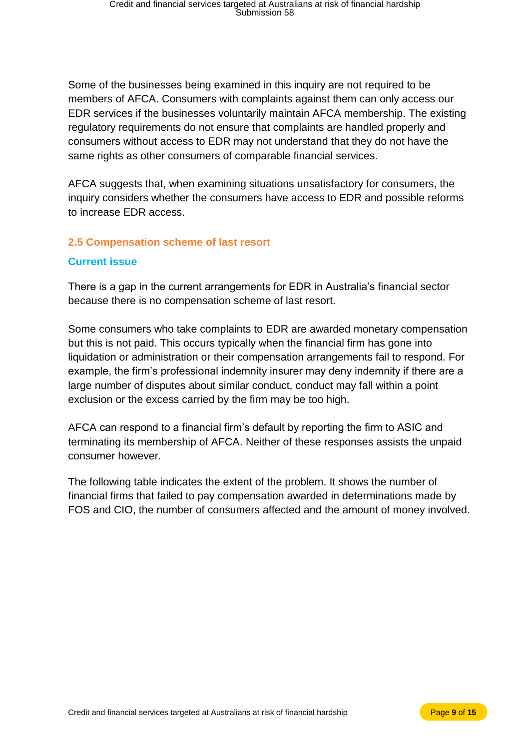Some of the businesses being examined in this inquiry are not required to be members of AFCA. Consumers with complaints against them can only access our EDR services if the businesses voluntarily maintain AFCA membership. The existing regulatory requirements do not ensure that complaints are handled properly and consumers without access to EDR may not understand that they do not have the same rights as other consumers of comparable financial services.

AFCA suggests that, when examining situations unsatisfactory for consumers, the inquiry considers whether the consumers have access to EDR and possible reforms to increase EDR access.

## 2.5 Compensation scheme of last resort

### Current issue

There is a gap in the current arrangements for EDR in Australia's financial sector because there is no compensation scheme of last resort.

Some consumers who take complaints to EDR are awarded monetary compensation but this is not paid. This occurs typically when the financial firm has gone into liquidation or administration or their compensation arrangements fail to respond. For example, the firm's professional indemnity insurer may deny indemnity if there are a large number of disputes about similar conduct, conduct may fall within a point exclusion or the excess carried by the firm may be too high.

AFCA can respond to a financial firm's default by reporting the firm to ASIC and terminating its membership of AFCA. Neither of these responses assists the unpaid consumer however.

The following table indicates the extent of the problem. It shows the number of financial firms that failed to pay compensation awarded in determinations made by FOS and CIO, the number of consumers affected and the amount of money involved.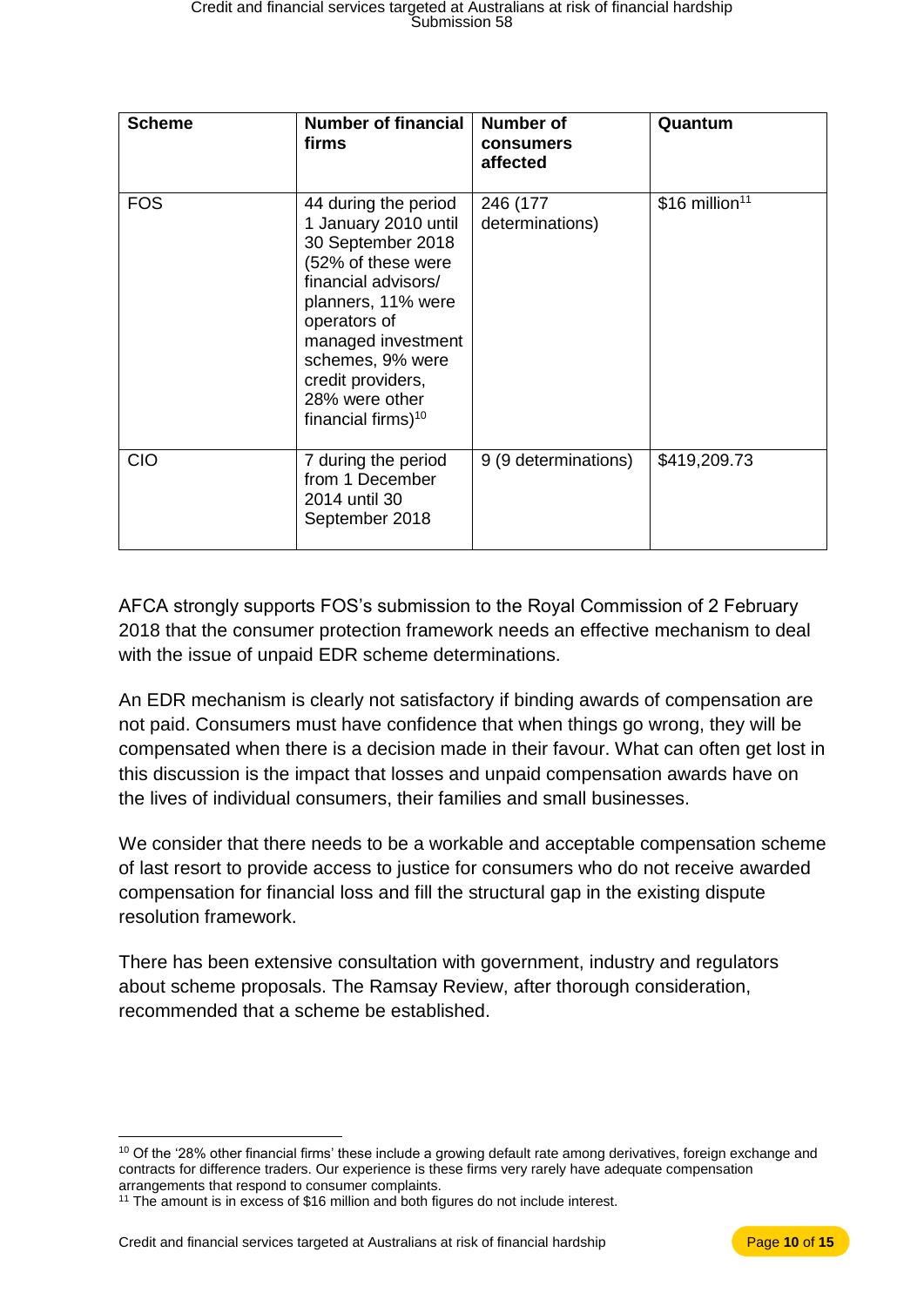| Scheme | Number of financial firms | Number of consumers affected | Quantum |
|---|---|---|---|
| FOS | 44 during the period 1 January 2010 until 30 September 2018 (52% of these were financial advisors/ planners, 11% were operators of managed investment schemes, 9% were credit providers, 28% were other financial firms)[10] | 246 (177 determinations) | $16 million[11] |
| CIO | 7 during the period from 1 December 2014 until 30 September 2018 | 9 (9 determinations) | $419,209.73 |

AFCA strongly supports FOS's submission to the Royal Commission of 2 February 2018 that the consumer protection framework needs an effective mechanism to deal with the issue of unpaid EDR scheme determinations.

An EDR mechanism is clearly not satisfactory if binding awards of compensation are not paid. Consumers must have confidence that when things go wrong, they will be compensated when there is a decision made in their favour. What can often get lost in this discussion is the impact that losses and unpaid compensation awards have on the lives of individual consumers, their families and small businesses.

We consider that there needs to be a workable and acceptable compensation scheme of last resort to provide access to justice for consumers who do not receive awarded compensation for financial loss and fill the structural gap in the existing dispute resolution framework.

There has been extensive consultation with government, industry and regulators about scheme proposals. The Ramsay Review, after thorough consideration, recommended that a scheme be established.

[10] Of the '28% other financial firms' these include a growing default rate among derivatives, foreign exchange and contracts for difference traders. Our experience is these firms very rarely have adequate compensation arrangements that respond to consumer complaints.

[11] The amount is in excess of $16 million and both figures do not include interest.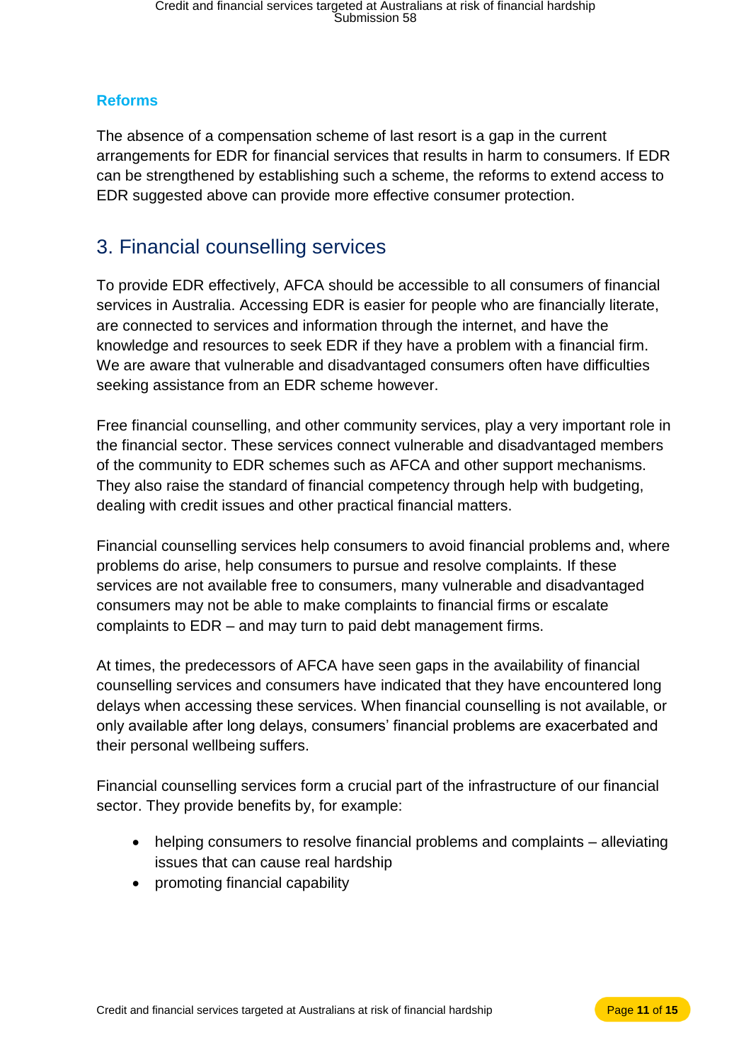### Reforms

The absence of a compensation scheme of last resort is a gap in the current arrangements for EDR for financial services that results in harm to consumers. If EDR can be strengthened by establishing such a scheme, the reforms to extend access to EDR suggested above can provide more effective consumer protection.

## 3. Financial counselling services

To provide EDR effectively, AFCA should be accessible to all consumers of financial services in Australia. Accessing EDR is easier for people who are financially literate, are connected to services and information through the internet, and have the knowledge and resources to seek EDR if they have a problem with a financial firm. We are aware that vulnerable and disadvantaged consumers often have difficulties seeking assistance from an EDR scheme however.

Free financial counselling, and other community services, play a very important role in the financial sector. These services connect vulnerable and disadvantaged members of the community to EDR schemes such as AFCA and other support mechanisms. They also raise the standard of financial competency through help with budgeting, dealing with credit issues and other practical financial matters.

Financial counselling services help consumers to avoid financial problems and, where problems do arise, help consumers to pursue and resolve complaints. If these services are not available free to consumers, many vulnerable and disadvantaged consumers may not be able to make complaints to financial firms or escalate complaints to EDR – and may turn to paid debt management firms.

At times, the predecessors of AFCA have seen gaps in the availability of financial counselling services and consumers have indicated that they have encountered long delays when accessing these services. When financial counselling is not available, or only available after long delays, consumers' financial problems are exacerbated and their personal wellbeing suffers.

Financial counselling services form a crucial part of the infrastructure of our financial sector. They provide benefits by, for example:

- helping consumers to resolve financial problems and complaints – alleviating issues that can cause real hardship
- promoting financial capability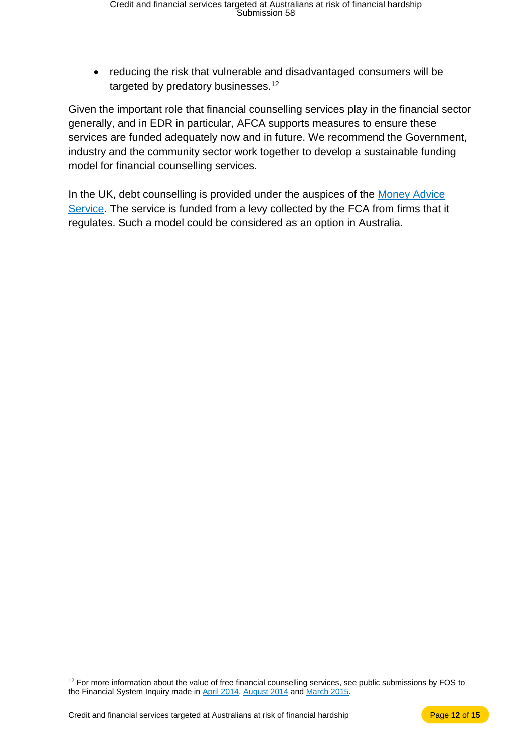- reducing the risk that vulnerable and disadvantaged consumers will be targeted by predatory businesses.[12]

Given the important role that financial counselling services play in the financial sector generally, and in EDR in particular, AFCA supports measures to ensure these services are funded adequately now and in future. We recommend the Government, industry and the community sector work together to develop a sustainable funding model for financial counselling services.

In the UK, debt counselling is provided under the auspices of the Money Advice Service. The service is funded from a levy collected by the FCA from firms that it regulates. Such a model could be considered as an option in Australia.

[12] For more information about the value of free financial counselling services, see public submissions by FOS to the Financial System Inquiry made in April 2014, August 2014 and March 2015.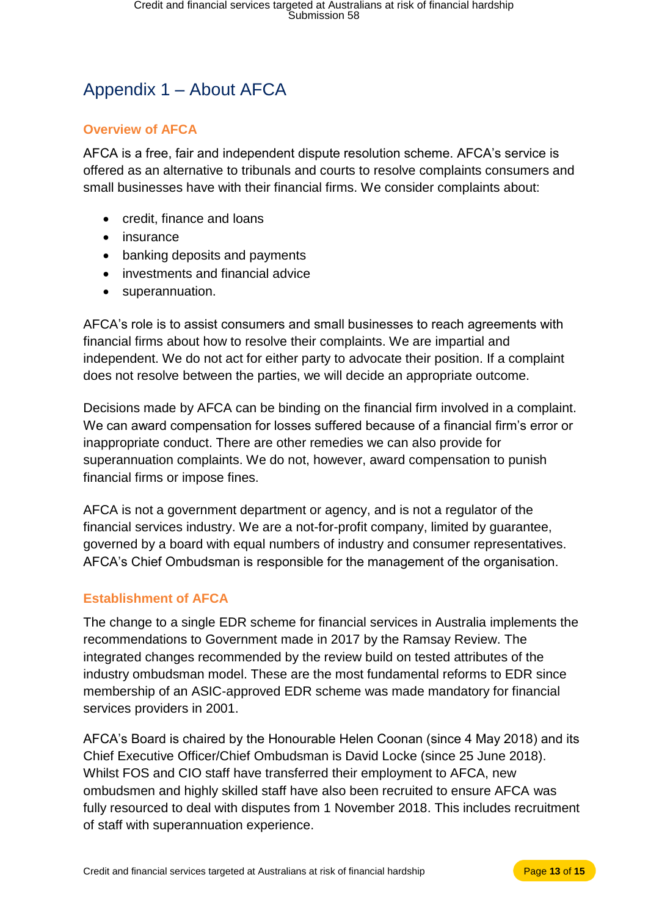# Appendix 1 – About AFCA

## Overview of AFCA

AFCA is a free, fair and independent dispute resolution scheme. AFCA's service is offered as an alternative to tribunals and courts to resolve complaints consumers and small businesses have with their financial firms. We consider complaints about:

- credit, finance and loans
- insurance
- banking deposits and payments
- investments and financial advice
- superannuation.

AFCA's role is to assist consumers and small businesses to reach agreements with financial firms about how to resolve their complaints. We are impartial and independent. We do not act for either party to advocate their position. If a complaint does not resolve between the parties, we will decide an appropriate outcome.

Decisions made by AFCA can be binding on the financial firm involved in a complaint. We can award compensation for losses suffered because of a financial firm's error or inappropriate conduct. There are other remedies we can also provide for superannuation complaints. We do not, however, award compensation to punish financial firms or impose fines.

AFCA is not a government department or agency, and is not a regulator of the financial services industry. We are a not-for-profit company, limited by guarantee, governed by a board with equal numbers of industry and consumer representatives. AFCA's Chief Ombudsman is responsible for the management of the organisation.

## Establishment of AFCA

The change to a single EDR scheme for financial services in Australia implements the recommendations to Government made in 2017 by the Ramsay Review. The integrated changes recommended by the review build on tested attributes of the industry ombudsman model. These are the most fundamental reforms to EDR since membership of an ASIC-approved EDR scheme was made mandatory for financial services providers in 2001.

AFCA's Board is chaired by the Honourable Helen Coonan (since 4 May 2018) and its Chief Executive Officer/Chief Ombudsman is David Locke (since 25 June 2018). Whilst FOS and CIO staff have transferred their employment to AFCA, new ombudsmen and highly skilled staff have also been recruited to ensure AFCA was fully resourced to deal with disputes from 1 November 2018. This includes recruitment of staff with superannuation experience.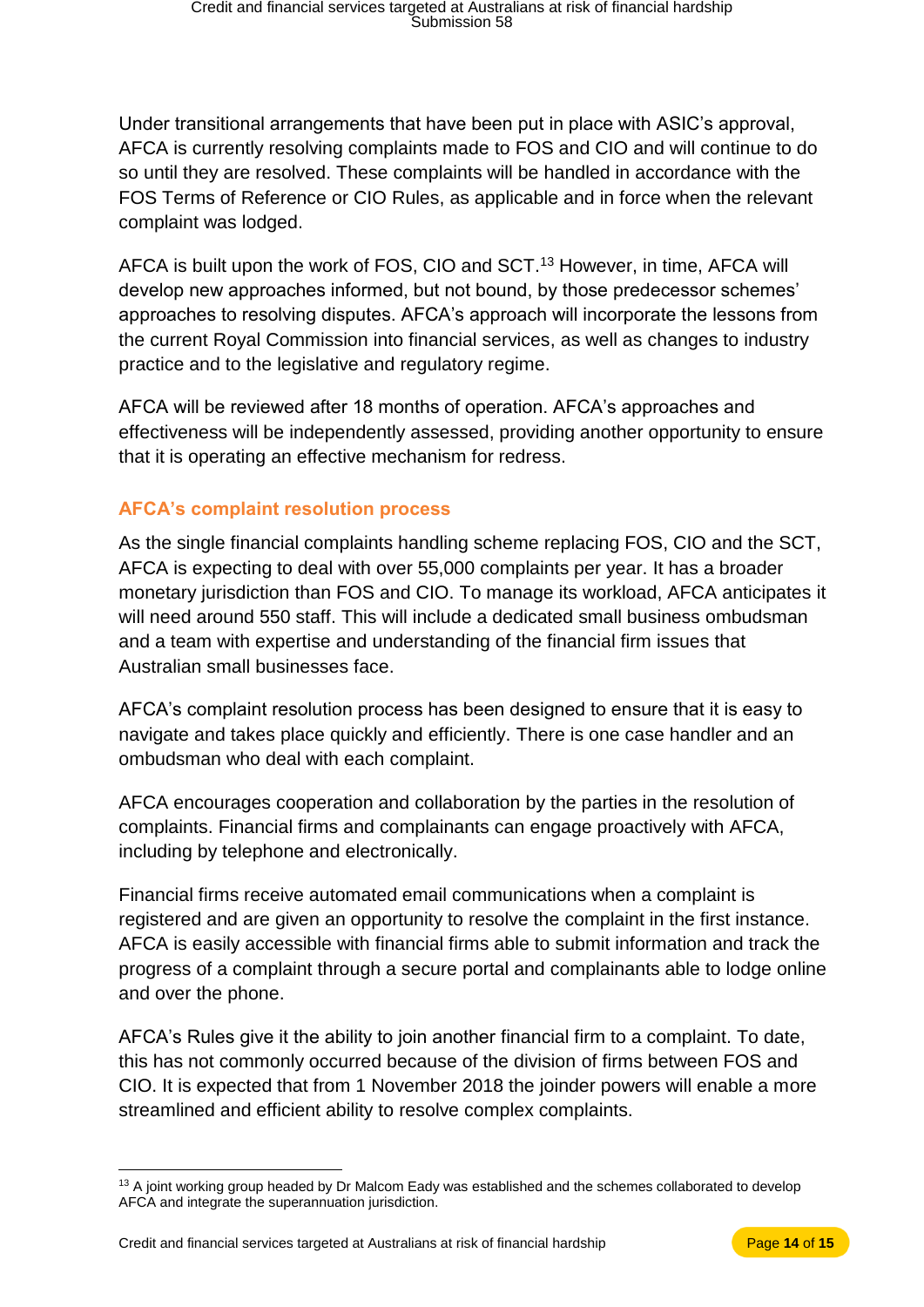Under transitional arrangements that have been put in place with ASIC's approval, AFCA is currently resolving complaints made to FOS and CIO and will continue to do so until they are resolved. These complaints will be handled in accordance with the FOS Terms of Reference or CIO Rules, as applicable and in force when the relevant complaint was lodged.

AFCA is built upon the work of FOS, CIO and SCT.[13] However, in time, AFCA will develop new approaches informed, but not bound, by those predecessor schemes' approaches to resolving disputes. AFCA's approach will incorporate the lessons from the current Royal Commission into financial services, as well as changes to industry practice and to the legislative and regulatory regime.

AFCA will be reviewed after 18 months of operation. AFCA's approaches and effectiveness will be independently assessed, providing another opportunity to ensure that it is operating an effective mechanism for redress.

### AFCA's complaint resolution process

As the single financial complaints handling scheme replacing FOS, CIO and the SCT, AFCA is expecting to deal with over 55,000 complaints per year. It has a broader monetary jurisdiction than FOS and CIO. To manage its workload, AFCA anticipates it will need around 550 staff. This will include a dedicated small business ombudsman and a team with expertise and understanding of the financial firm issues that Australian small businesses face.

AFCA's complaint resolution process has been designed to ensure that it is easy to navigate and takes place quickly and efficiently. There is one case handler and an ombudsman who deal with each complaint.

AFCA encourages cooperation and collaboration by the parties in the resolution of complaints. Financial firms and complainants can engage proactively with AFCA, including by telephone and electronically.

Financial firms receive automated email communications when a complaint is registered and are given an opportunity to resolve the complaint in the first instance. AFCA is easily accessible with financial firms able to submit information and track the progress of a complaint through a secure portal and complainants able to lodge online and over the phone.

AFCA's Rules give it the ability to join another financial firm to a complaint. To date, this has not commonly occurred because of the division of firms between FOS and CIO. It is expected that from 1 November 2018 the joinder powers will enable a more streamlined and efficient ability to resolve complex complaints.

---

[13] A joint working group headed by Dr Malcom Eady was established and the schemes collaborated to develop AFCA and integrate the superannuation jurisdiction.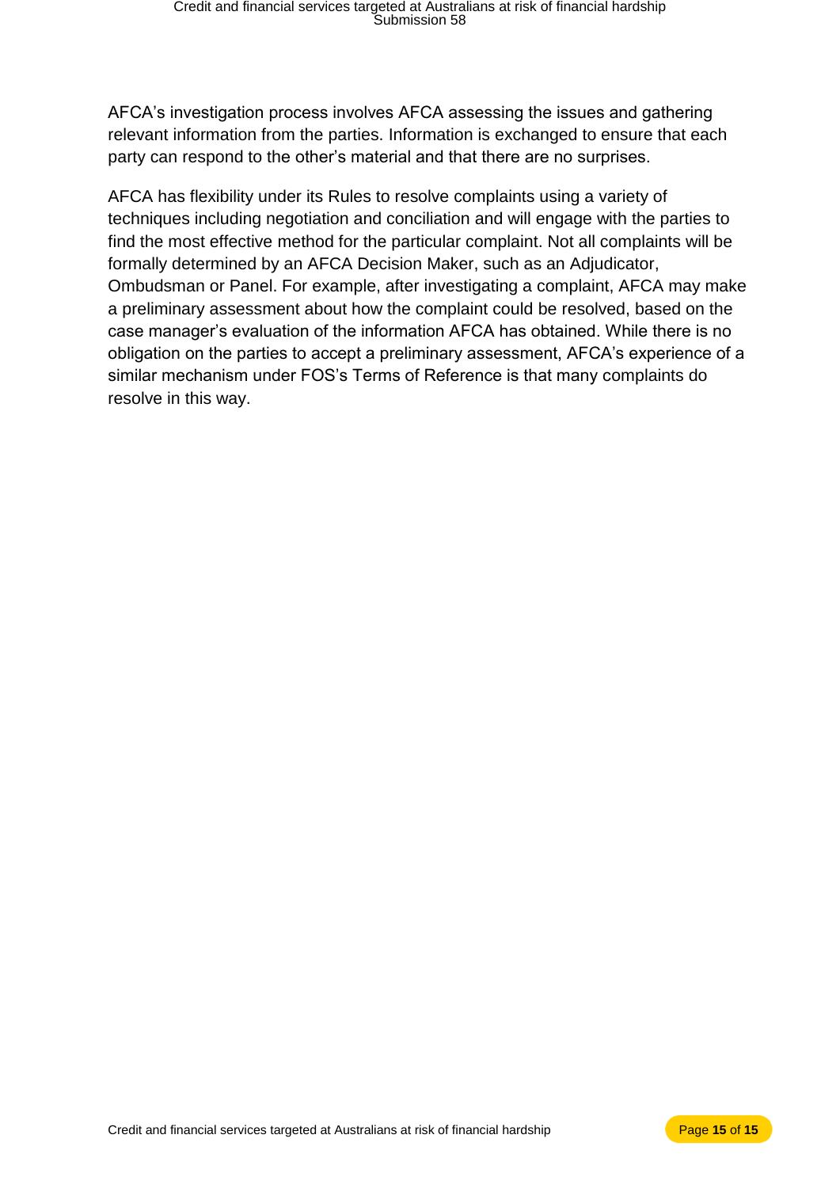AFCA’s investigation process involves AFCA assessing the issues and gathering relevant information from the parties. Information is exchanged to ensure that each party can respond to the other’s material and that there are no surprises.

AFCA has flexibility under its Rules to resolve complaints using a variety of techniques including negotiation and conciliation and will engage with the parties to find the most effective method for the particular complaint. Not all complaints will be formally determined by an AFCA Decision Maker, such as an Adjudicator, Ombudsman or Panel. For example, after investigating a complaint, AFCA may make a preliminary assessment about how the complaint could be resolved, based on the case manager’s evaluation of the information AFCA has obtained. While there is no obligation on the parties to accept a preliminary assessment, AFCA’s experience of a similar mechanism under FOS’s Terms of Reference is that many complaints do resolve in this way.